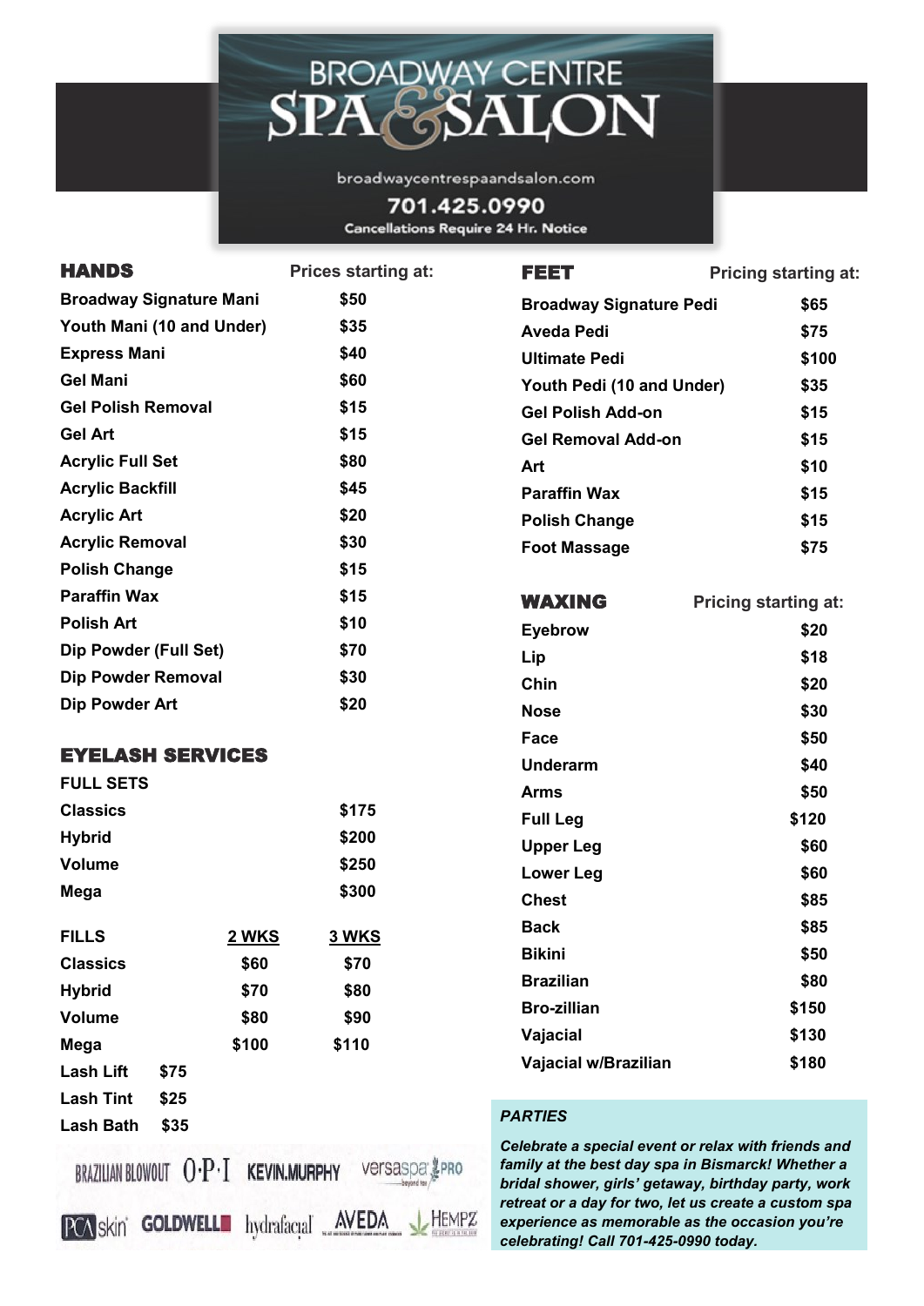# BROADWAY CENTRE SPA & SALON

broadwaycentrespaandsalon.com

701.425.0990

Cancellations Require 24 Hr. Notice

## HANDS

| HANDS | Prices starting at: |
|---|---|
| Broadway Signature Mani | $50 |
| Youth Mani (10 and Under) | $35 |
| Express Mani | $40 |
| Gel Mani | $60 |
| Gel Polish Removal | $15 |
| Gel Art | $15 |
| Acrylic Full Set | $80 |
| Acrylic Backfill | $45 |
| Acrylic Art | $20 |
| Acrylic Removal | $30 |
| Polish Change | $15 |
| Paraffin Wax | $15 |
| Polish Art | $10 |
| Dip Powder (Full Set) | $70 |
| Dip Powder Removal | $30 |
| Dip Powder Art | $20 |

## EYELASH SERVICES

| FULL SETS | |
|---|---|
| Classics | $175 |
| Hybrid | $200 |
| Volume | $250 |
| Mega | $300 |

| FILLS | 2 WKS | 3 WKS |
|---|---|---|
| Classics | $60 | $70 |
| Hybrid | $70 | $80 |
| Volume | $80 | $90 |
| Mega | $100 | $110 |

| | |
|---|---|
| Lash Lift | $75 |
| Lash Tint | $25 |
| Lash Bath | $35 |

BRAZILIAN BLOWOUT · O·P·I · KEVIN.MURPHY · versaspa PRO · PCA skin · GOLDWELL · hydrafacial · AVEDA · HEMPZ

## FEET

| FEET | Pricing starting at: |
|---|---|
| Broadway Signature Pedi | $65 |
| Aveda Pedi | $75 |
| Ultimate Pedi | $100 |
| Youth Pedi (10 and Under) | $35 |
| Gel Polish Add-on | $15 |
| Gel Removal Add-on | $15 |
| Art | $10 |
| Paraffin Wax | $15 |
| Polish Change | $15 |
| Foot Massage | $75 |

## WAXING

| WAXING | Pricing starting at: |
|---|---|
| Eyebrow | $20 |
| Lip | $18 |
| Chin | $20 |
| Nose | $30 |
| Face | $50 |
| Underarm | $40 |
| Arms | $50 |
| Full Leg | $120 |
| Upper Leg | $60 |
| Lower Leg | $60 |
| Chest | $85 |
| Back | $85 |
| Bikini | $50 |
| Brazilian | $80 |
| Bro-zillian | $150 |
| Vajacial | $130 |
| Vajacial w/Brazilian | $180 |

***PARTIES***

***Celebrate a special event or relax with friends and family at the best day spa in Bismarck! Whether a bridal shower, girls' getaway, birthday party, work retreat or a day for two, let us create a custom spa experience as memorable as the occasion you're celebrating! Call 701-425-0990 today.***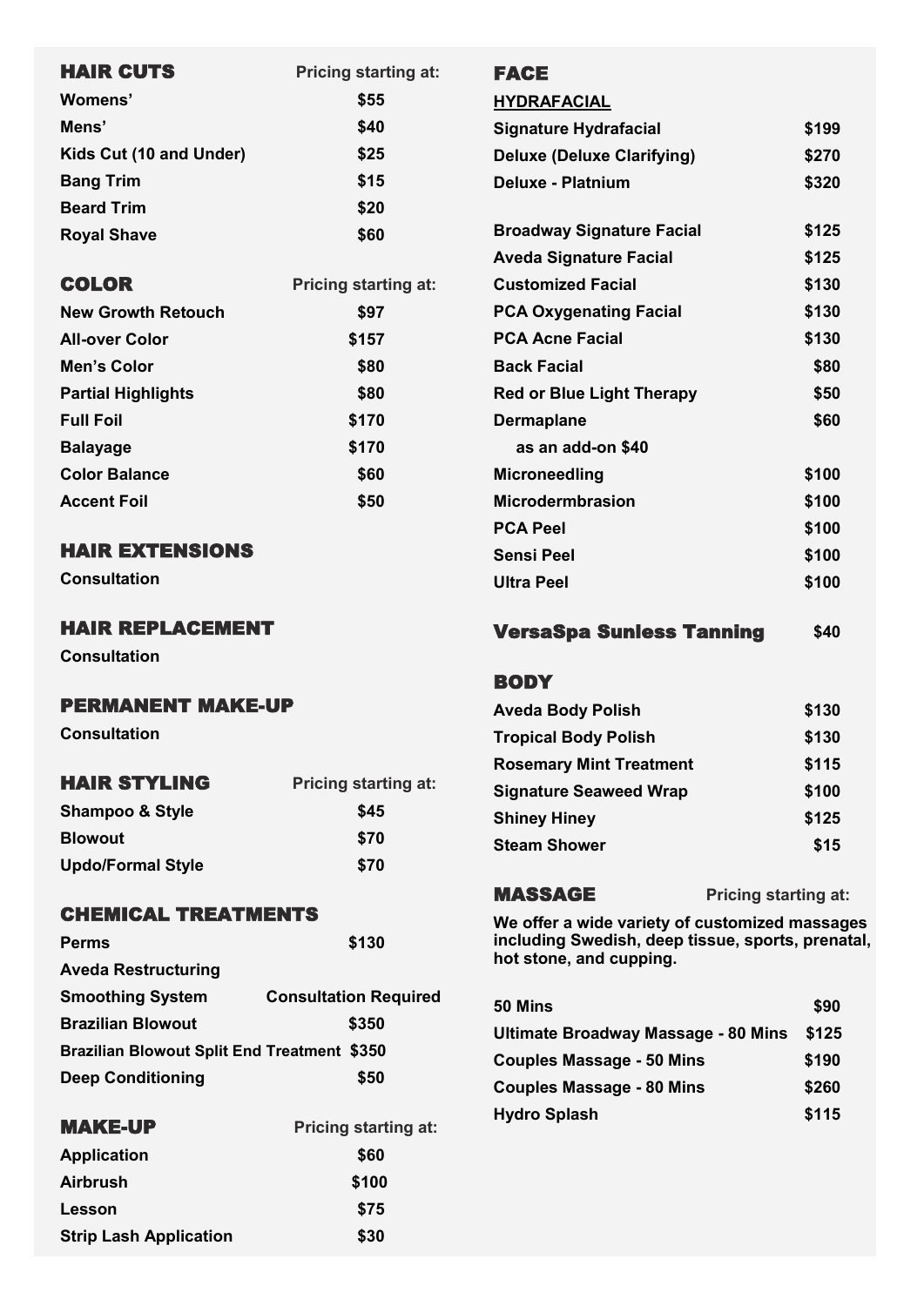## HAIR CUTS

| HAIR CUTS | Pricing starting at: |
|---|---|
| Womens' | $55 |
| Mens' | $40 |
| Kids Cut (10 and Under) | $25 |
| Bang Trim | $15 |
| Beard Trim | $20 |
| Royal Shave | $60 |

## COLOR

| COLOR | Pricing starting at: |
|---|---|
| New Growth Retouch | $97 |
| All-over Color | $157 |
| Men's Color | $80 |
| Partial Highlights | $80 |
| Full Foil | $170 |
| Balayage | $170 |
| Color Balance | $60 |
| Accent Foil | $50 |

## HAIR EXTENSIONS

**Consultation**

## HAIR REPLACEMENT

**Consultation**

## PERMANENT MAKE-UP

**Consultation**

## HAIR STYLING

| HAIR STYLING | Pricing starting at: |
|---|---|
| Shampoo & Style | $45 |
| Blowout | $70 |
| Updo/Formal Style | $70 |

## CHEMICAL TREATMENTS

| CHEMICAL TREATMENTS | |
|---|---|
| Perms | $130 |
| Aveda Restructuring | |
| Smoothing System | Consultation Required |
| Brazilian Blowout | $350 |
| Brazilian Blowout Split End Treatment | $350 |
| Deep Conditioning | $50 |

## MAKE-UP

| MAKE-UP | Pricing starting at: |
|---|---|
| Application | $60 |
| Airbrush | $100 |
| Lesson | $75 |
| Strip Lash Application | $30 |

## FACE

### HYDRAFACIAL

| Service | Price |
|---|---|
| Signature Hydrafacial | $199 |
| Deluxe (Deluxe Clarifying) | $270 |
| Deluxe - Platnium | $320 |

| Service | Price |
|---|---|
| Broadway Signature Facial | $125 |
| Aveda Signature Facial | $125 |
| Customized Facial | $130 |
| PCA Oxygenating Facial | $130 |
| PCA Acne Facial | $130 |
| Back Facial | $80 |
| Red or Blue Light Therapy | $50 |
| Dermaplane | $60 |
| as an add-on $40 | |
| Microneedling | $100 |
| Microdermbrasion | $100 |
| PCA Peel | $100 |
| Sensi Peel | $100 |
| Ultra Peel | $100 |

## VersaSpa Sunless Tanning $40

## BODY

| Service | Price |
|---|---|
| Aveda Body Polish | $130 |
| Tropical Body Polish | $130 |
| Rosemary Mint Treatment | $115 |
| Signature Seaweed Wrap | $100 |
| Shiney Hiney | $125 |
| Steam Shower | $15 |

## MASSAGE

Pricing starting at:

**We offer a wide variety of customized massages including Swedish, deep tissue, sports, prenatal, hot stone, and cupping.**

| Service | Price |
|---|---|
| 50 Mins | $90 |
| Ultimate Broadway Massage - 80 Mins | $125 |
| Couples Massage - 50 Mins | $190 |
| Couples Massage - 80 Mins | $260 |
| Hydro Splash | $115 |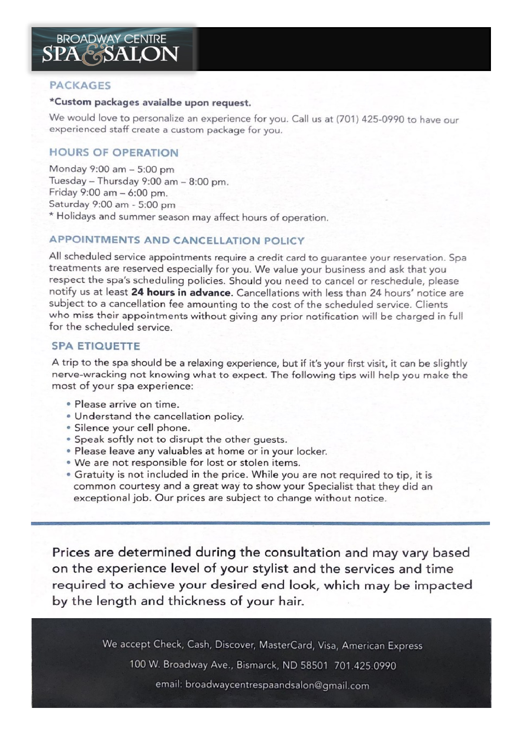BROADWAY CENTRE SPA & SALON

## PACKAGES

***Custom packages avaialbe upon request.**

We would love to personalize an experience for you. Call us at (701) 425-0990 to have our experienced staff create a custom package for you.

## HOURS OF OPERATION

Monday 9:00 am – 5:00 pm
Tuesday – Thursday 9:00 am – 8:00 pm.
Friday 9:00 am – 6:00 pm.
Saturday 9:00 am - 5:00 pm
* Holidays and summer season may affect hours of operation.

## APPOINTMENTS AND CANCELLATION POLICY

All scheduled service appointments require a credit card to guarantee your reservation. Spa treatments are reserved especially for you. We value your business and ask that you respect the spa's scheduling policies. Should you need to cancel or reschedule, please notify us at least **24 hours in advance.** Cancellations with less than 24 hours' notice are subject to a cancellation fee amounting to the cost of the scheduled service. Clients who miss their appointments without giving any prior notification will be charged in full for the scheduled service.

## SPA ETIQUETTE

A trip to the spa should be a relaxing experience, but if it's your first visit, it can be slightly nerve-wracking not knowing what to expect. The following tips will help you make the most of your spa experience:

- Please arrive on time.
- Understand the cancellation policy.
- Silence your cell phone.
- Speak softly not to disrupt the other guests.
- Please leave any valuables at home or in your locker.
- We are not responsible for lost or stolen items.
- Gratuity is not included in the price. While you are not required to tip, it is common courtesy and a great way to show your Specialist that they did an exceptional job. Our prices are subject to change without notice.

---

Prices are determined during the consultation and may vary based on the experience level of your stylist and the services and time required to achieve your desired end look, which may be impacted by the length and thickness of your hair.

We accept Check, Cash, Discover, MasterCard, Visa, American Express

100 W. Broadway Ave., Bismarck, ND 58501 701.425.0990

email: broadwaycentrespaandsalon@gmail.com